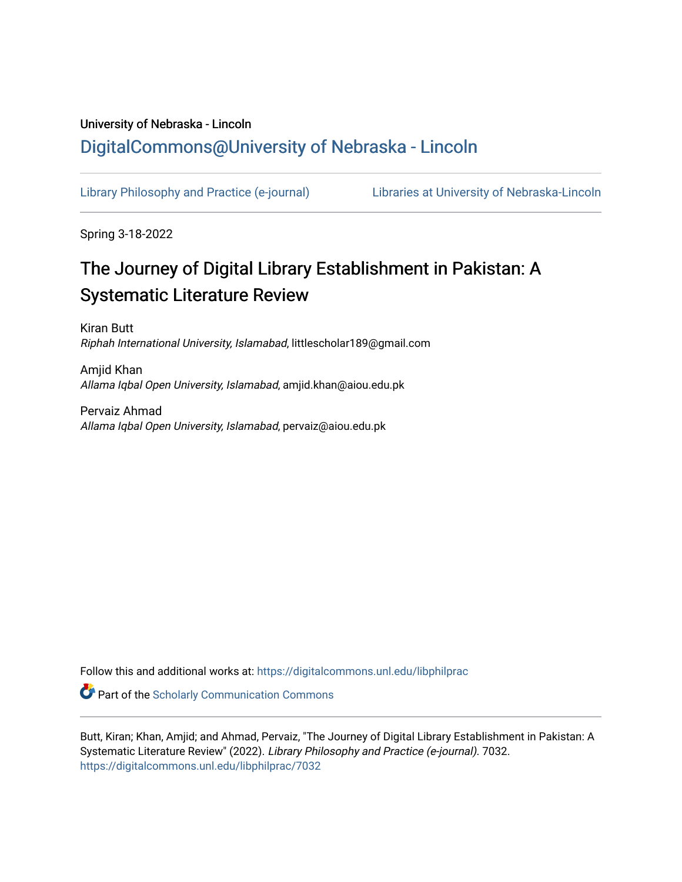University of Nebraska - Lincoln

## DigitalCommons@University of Nebraska - Lincoln

Library Philosophy and Practice (e-journal)    Libraries at University of Nebraska-Lincoln

Spring 3-18-2022

# The Journey of Digital Library Establishment in Pakistan: A Systematic Literature Review

Kiran Butt
*Riphah International University, Islamabad*, littlescholar189@gmail.com

Amjid Khan
*Allama Iqbal Open University, Islamabad*, amjid.khan@aiou.edu.pk

Pervaiz Ahmad
*Allama Iqbal Open University, Islamabad*, pervaiz@aiou.edu.pk

Follow this and additional works at: https://digitalcommons.unl.edu/libphilprac

Part of the Scholarly Communication Commons

Butt, Kiran; Khan, Amjid; and Ahmad, Pervaiz, "The Journey of Digital Library Establishment in Pakistan: A Systematic Literature Review" (2022). *Library Philosophy and Practice (e-journal)*. 7032.
https://digitalcommons.unl.edu/libphilprac/7032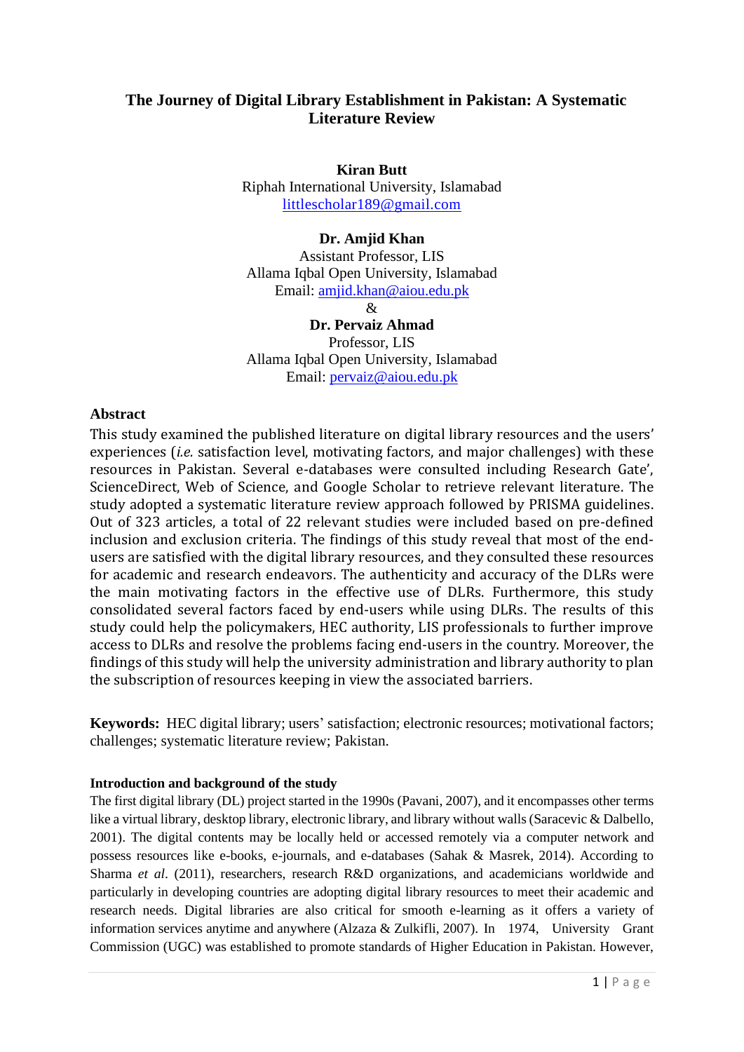# The Journey of Digital Library Establishment in Pakistan: A Systematic Literature Review

**Kiran Butt**
Riphah International University, Islamabad
littlescholar189@gmail.com

**Dr. Amjid Khan**
Assistant Professor, LIS
Allama Iqbal Open University, Islamabad
Email: amjid.khan@aiou.edu.pk
&
**Dr. Pervaiz Ahmad**
Professor, LIS
Allama Iqbal Open University, Islamabad
Email: pervaiz@aiou.edu.pk

## Abstract

This study examined the published literature on digital library resources and the users' experiences (*i.e.* satisfaction level, motivating factors, and major challenges) with these resources in Pakistan. Several e-databases were consulted including Research Gate', ScienceDirect, Web of Science, and Google Scholar to retrieve relevant literature. The study adopted a systematic literature review approach followed by PRISMA guidelines. Out of 323 articles, a total of 22 relevant studies were included based on pre-defined inclusion and exclusion criteria. The findings of this study reveal that most of the end-users are satisfied with the digital library resources, and they consulted these resources for academic and research endeavors. The authenticity and accuracy of the DLRs were the main motivating factors in the effective use of DLRs. Furthermore, this study consolidated several factors faced by end-users while using DLRs. The results of this study could help the policymakers, HEC authority, LIS professionals to further improve access to DLRs and resolve the problems facing end-users in the country. Moreover, the findings of this study will help the university administration and library authority to plan the subscription of resources keeping in view the associated barriers.

**Keywords:** HEC digital library; users' satisfaction; electronic resources; motivational factors; challenges; systematic literature review; Pakistan.

### Introduction and background of the study

The first digital library (DL) project started in the 1990s (Pavani, 2007), and it encompasses other terms like a virtual library, desktop library, electronic library, and library without walls (Saracevic & Dalbello, 2001). The digital contents may be locally held or accessed remotely via a computer network and possess resources like e-books, e-journals, and e-databases (Sahak & Masrek, 2014). According to Sharma *et al*. (2011), researchers, research R&D organizations, and academicians worldwide and particularly in developing countries are adopting digital library resources to meet their academic and research needs. Digital libraries are also critical for smooth e-learning as it offers a variety of information services anytime and anywhere (Alzaza & Zulkifli, 2007). In 1974, University Grant Commission (UGC) was established to promote standards of Higher Education in Pakistan. However,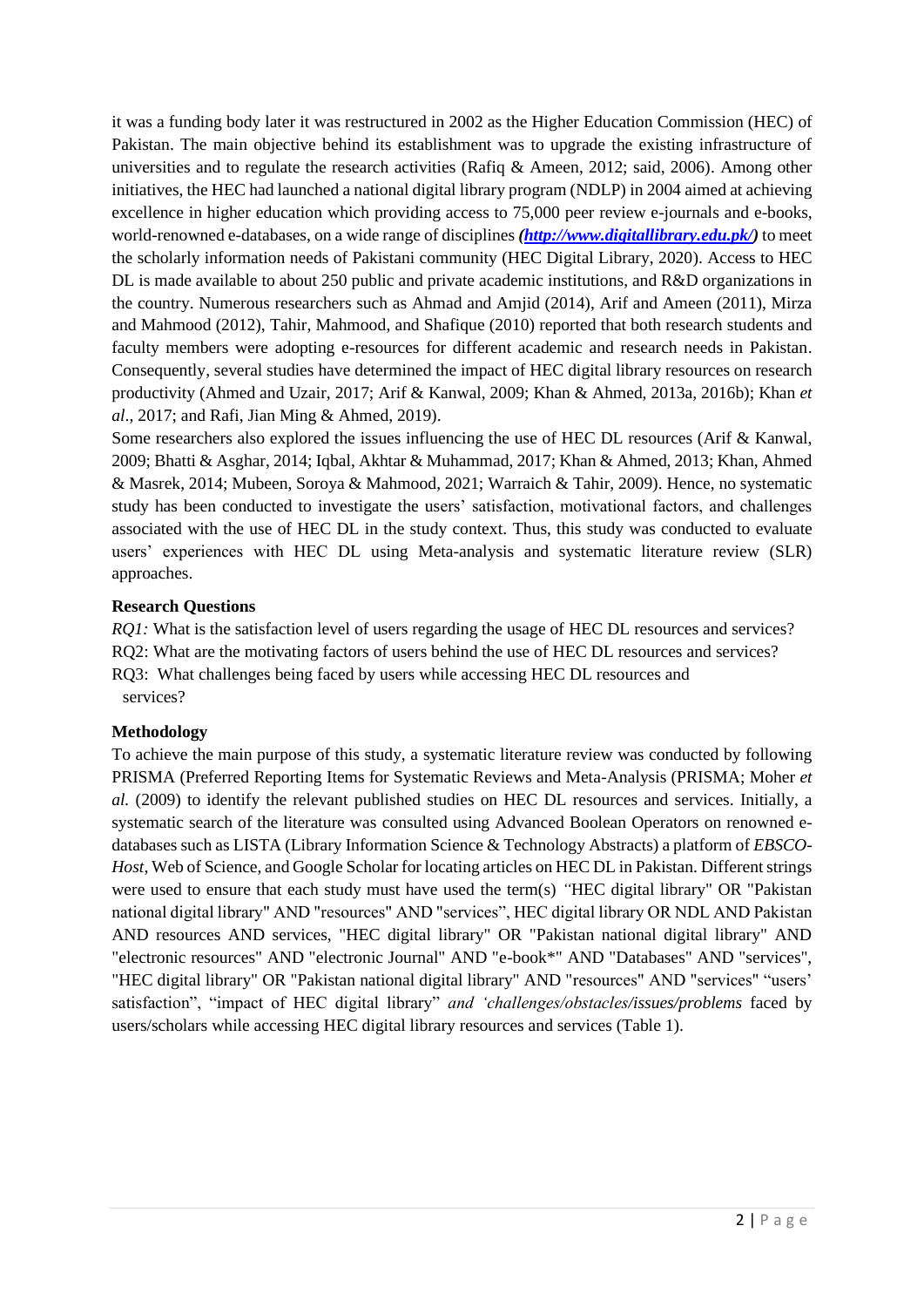it was a funding body later it was restructured in 2002 as the Higher Education Commission (HEC) of Pakistan. The main objective behind its establishment was to upgrade the existing infrastructure of universities and to regulate the research activities (Rafiq & Ameen, 2012; said, 2006). Among other initiatives, the HEC had launched a national digital library program (NDLP) in 2004 aimed at achieving excellence in higher education which providing access to 75,000 peer review e-journals and e-books, world-renowned e-databases, on a wide range of disciplines ***(http://www.digitallibrary.edu.pk/)*** to meet the scholarly information needs of Pakistani community (HEC Digital Library, 2020). Access to HEC DL is made available to about 250 public and private academic institutions, and R&D organizations in the country. Numerous researchers such as Ahmad and Amjid (2014), Arif and Ameen (2011), Mirza and Mahmood (2012), Tahir, Mahmood, and Shafique (2010) reported that both research students and faculty members were adopting e-resources for different academic and research needs in Pakistan. Consequently, several studies have determined the impact of HEC digital library resources on research productivity (Ahmed and Uzair, 2017; Arif & Kanwal, 2009; Khan & Ahmed, 2013a, 2016b); Khan *et al*., 2017; and Rafi, Jian Ming & Ahmed, 2019).

Some researchers also explored the issues influencing the use of HEC DL resources (Arif & Kanwal, 2009; Bhatti & Asghar, 2014; Iqbal, Akhtar & Muhammad, 2017; Khan & Ahmed, 2013; Khan, Ahmed & Masrek, 2014; Mubeen, Soroya & Mahmood, 2021; Warraich & Tahir, 2009). Hence, no systematic study has been conducted to investigate the users' satisfaction, motivational factors, and challenges associated with the use of HEC DL in the study context. Thus, this study was conducted to evaluate users' experiences with HEC DL using Meta-analysis and systematic literature review (SLR) approaches.

**Research Questions**

*RQ1:* What is the satisfaction level of users regarding the usage of HEC DL resources and services?
RQ2: What are the motivating factors of users behind the use of HEC DL resources and services?
RQ3: What challenges being faced by users while accessing HEC DL resources and services?

**Methodology**

To achieve the main purpose of this study, a systematic literature review was conducted by following PRISMA (Preferred Reporting Items for Systematic Reviews and Meta-Analysis (PRISMA; Moher *et al.* (2009) to identify the relevant published studies on HEC DL resources and services. Initially, a systematic search of the literature was consulted using Advanced Boolean Operators on renowned e-databases such as LISTA (Library Information Science & Technology Abstracts) a platform of *EBSCO-Host*, Web of Science, and Google Scholar for locating articles on HEC DL in Pakistan. Different strings were used to ensure that each study must have used the term(s) *"*HEC digital library" OR "Pakistan national digital library" AND "resources" AND "services", HEC digital library OR NDL AND Pakistan AND resources AND services, "HEC digital library" OR "Pakistan national digital library" AND "electronic resources" AND "electronic Journal" AND "e-book*" AND "Databases" AND "services", "HEC digital library" OR "Pakistan national digital library" AND "resources" AND "services" "users' satisfaction", "impact of HEC digital library" *and 'challenges/obstacles/issues/problems* faced by users/scholars while accessing HEC digital library resources and services (Table 1).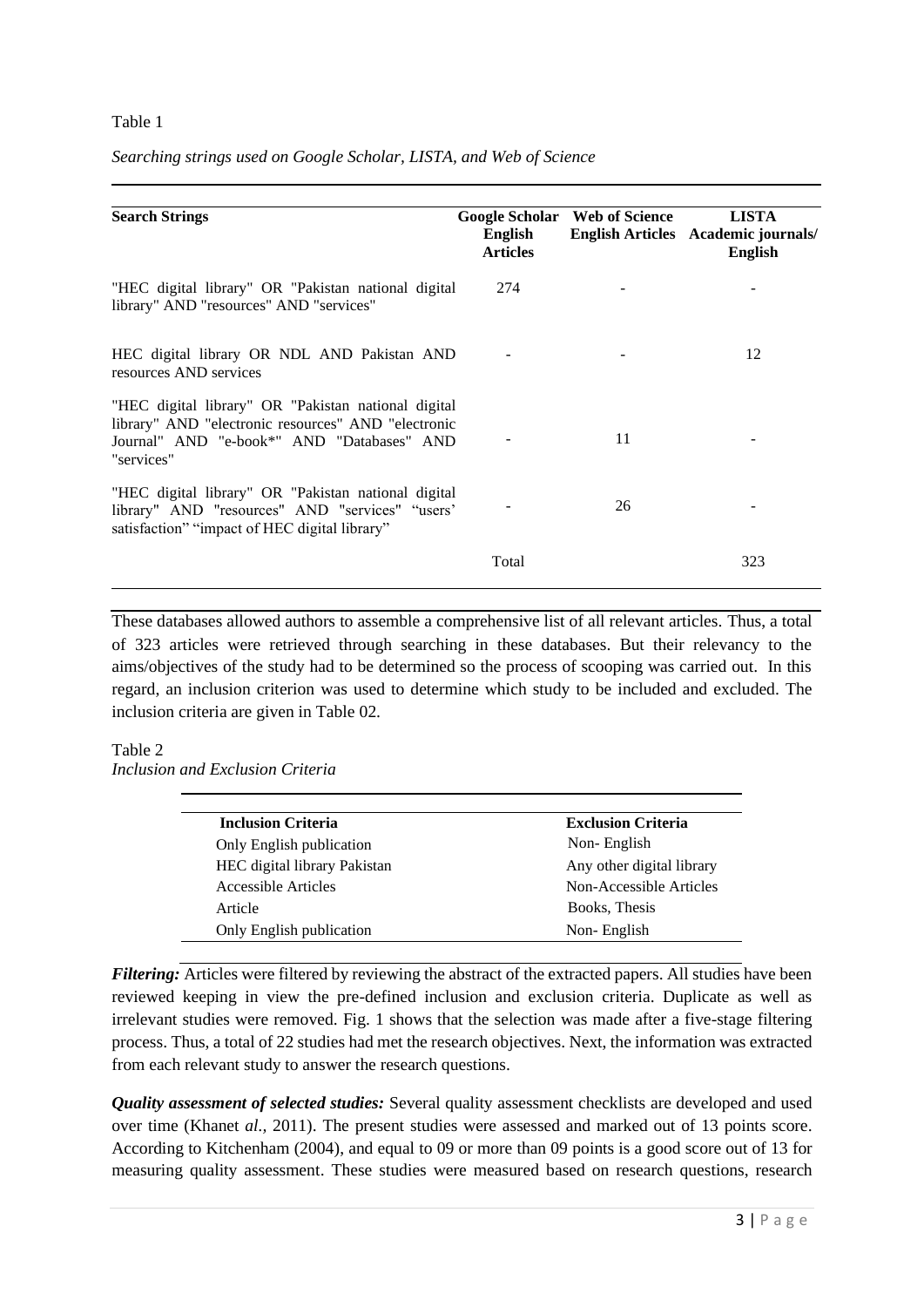Table 1

*Searching strings used on Google Scholar, LISTA, and Web of Science*

| Search Strings | Google Scholar English Articles | Web of Science English Articles | LISTA Academic journals/ English |
|---|---|---|---|
| "HEC digital library" OR "Pakistan national digital library" AND "resources" AND "services" | 274 | - | - |
| HEC digital library OR NDL AND Pakistan AND resources AND services | - | - | 12 |
| "HEC digital library" OR "Pakistan national digital library" AND "electronic resources" AND "electronic Journal" AND "e-book*" AND "Databases" AND "services" | - | 11 | - |
| "HEC digital library" OR "Pakistan national digital library" AND "resources" AND "services" "users' satisfaction" "impact of HEC digital library" | - | 26 | - |
| | Total | | 323 |

These databases allowed authors to assemble a comprehensive list of all relevant articles. Thus, a total of 323 articles were retrieved through searching in these databases. But their relevancy to the aims/objectives of the study had to be determined so the process of scooping was carried out. In this regard, an inclusion criterion was used to determine which study to be included and excluded. The inclusion criteria are given in Table 02.

Table 2
*Inclusion and Exclusion Criteria*

| Inclusion Criteria | Exclusion Criteria |
|---|---|
| Only English publication | Non- English |
| HEC digital library Pakistan | Any other digital library |
| Accessible Articles | Non-Accessible Articles |
| Article | Books, Thesis |
| Only English publication | Non- English |

***Filtering:*** Articles were filtered by reviewing the abstract of the extracted papers. All studies have been reviewed keeping in view the pre-defined inclusion and exclusion criteria. Duplicate as well as irrelevant studies were removed. Fig. 1 shows that the selection was made after a five-stage filtering process. Thus, a total of 22 studies had met the research objectives. Next, the information was extracted from each relevant study to answer the research questions.

***Quality assessment of selected studies:*** Several quality assessment checklists are developed and used over time (Khanet *al.,* 2011). The present studies were assessed and marked out of 13 points score. According to Kitchenham (2004), and equal to 09 or more than 09 points is a good score out of 13 for measuring quality assessment. These studies were measured based on research questions, research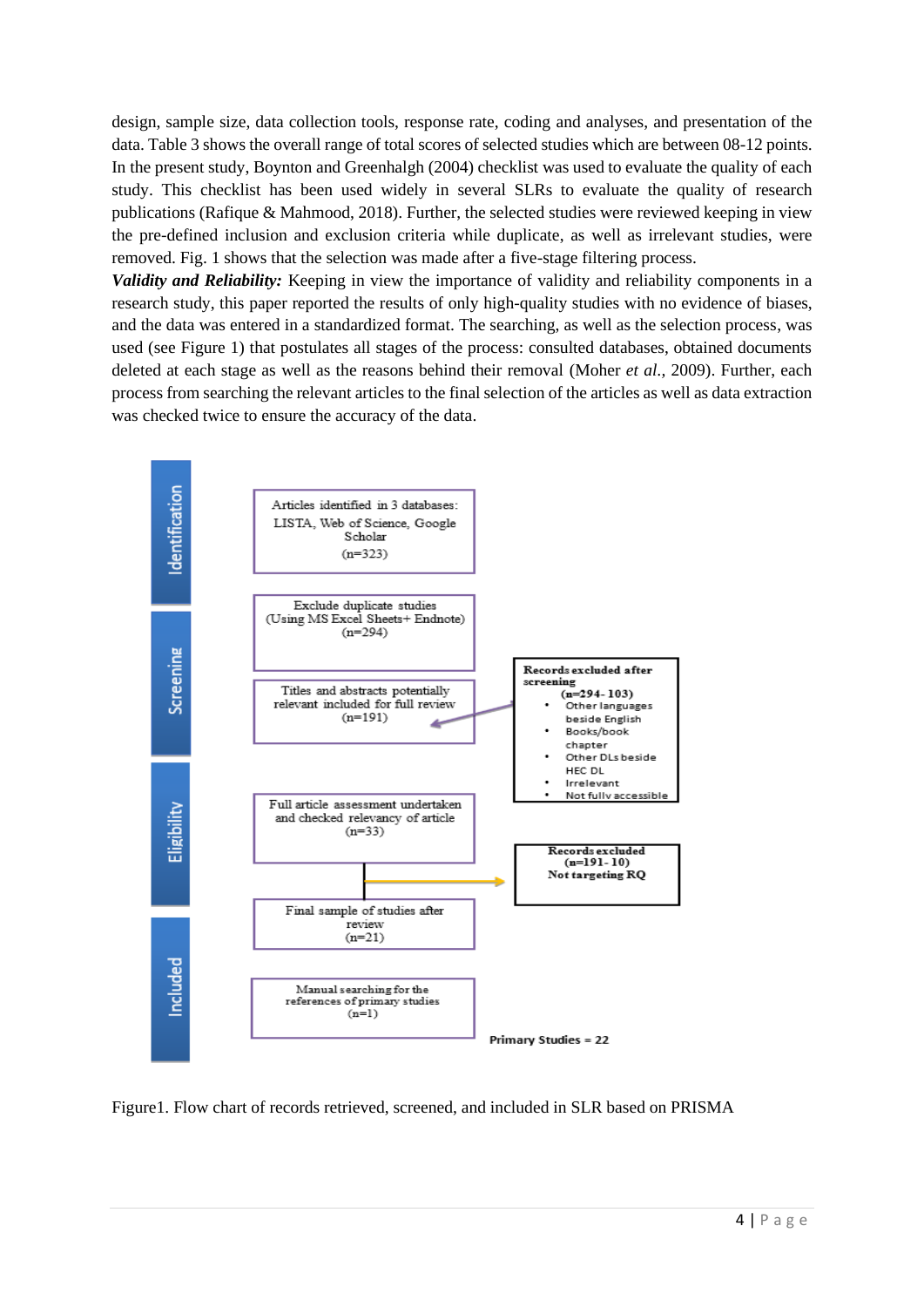design, sample size, data collection tools, response rate, coding and analyses, and presentation of the data. Table 3 shows the overall range of total scores of selected studies which are between 08-12 points. In the present study, Boynton and Greenhalgh (2004) checklist was used to evaluate the quality of each study. This checklist has been used widely in several SLRs to evaluate the quality of research publications (Rafique & Mahmood, 2018). Further, the selected studies were reviewed keeping in view the pre-defined inclusion and exclusion criteria while duplicate, as well as irrelevant studies, were removed. Fig. 1 shows that the selection was made after a five-stage filtering process.

***Validity and Reliability:*** Keeping in view the importance of validity and reliability components in a research study, this paper reported the results of only high-quality studies with no evidence of biases, and the data was entered in a standardized format. The searching, as well as the selection process, was used (see Figure 1) that postulates all stages of the process: consulted databases, obtained documents deleted at each stage as well as the reasons behind their removal (Moher *et al.,* 2009). Further, each process from searching the relevant articles to the final selection of the articles as well as data extraction was checked twice to ensure the accuracy of the data.

**Identification**

- Articles identified in 3 databases: LISTA, Web of Science, Google Scholar (n=323)

**Screening**

- Exclude duplicate studies (Using MS Excel Sheets+ Endnote) (n=294)
- Titles and abstracts potentially relevant included for full review (n=191)

**Records excluded after screening (n=294- 103)**
- Other languages beside English
- Books/book chapter
- Other DLs beside HEC DL
- Irrelevant
- Not fully accessible

**Eligibility**

- Full article assessment undertaken and checked relevancy of article (n=33)

**Records excluded (n=191- 10) Not targeting RQ**

- Final sample of studies after review (n=21)

**Included**

- Manual searching for the references of primary studies (n=1)

**Primary Studies = 22**

Figure1. Flow chart of records retrieved, screened, and included in SLR based on PRISMA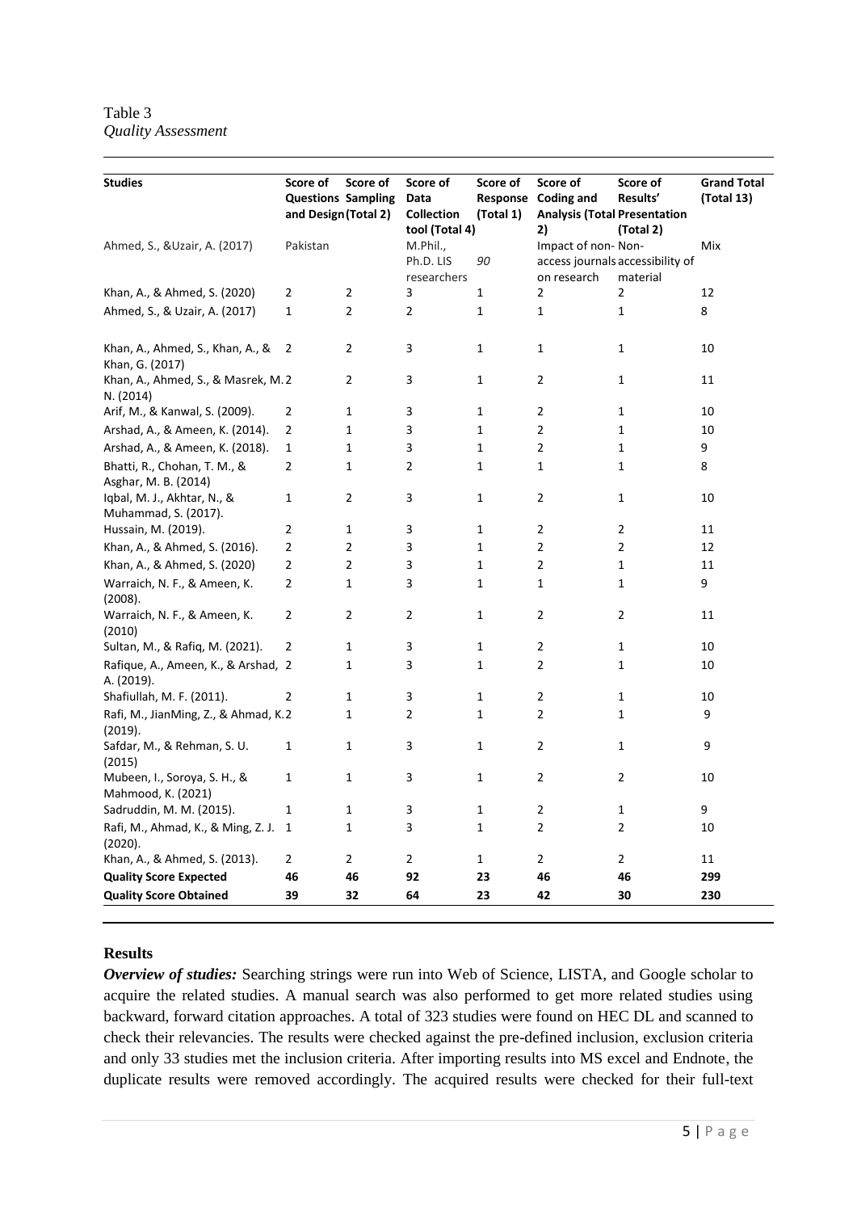Table 3
*Quality Assessment*

| Studies | Score of Questions and Design | Score of Sampling (Total 2) | Score of Data Collection tool (Total 4) | Score of Response (Total 1) | Score of Coding and Analysis (Total 2) | Score of Results' Presentation (Total 2) | Grand Total (Total 13) |
|---|---|---|---|---|---|---|---|
| Ahmed, S., &Uzair, A. (2017) | Pakistan | | M.Phil., Ph.D. LIS researchers | *90* | Impact of non-access journals on research | Non-accessibility of material | Mix |
| Khan, A., & Ahmed, S. (2020) | 2 | 2 | 3 | 1 | 2 | 2 | 12 |
| Ahmed, S., & Uzair, A. (2017) | 1 | 2 | 2 | 1 | 1 | 1 | 8 |
| Khan, A., Ahmed, S., Khan, A., & Khan, G. (2017) | 2 | 2 | 3 | 1 | 1 | 1 | 10 |
| Khan, A., Ahmed, S., & Masrek, M. N. (2014) | 2 | 2 | 3 | 1 | 2 | 1 | 11 |
| Arif, M., & Kanwal, S. (2009). | 2 | 1 | 3 | 1 | 2 | 1 | 10 |
| Arshad, A., & Ameen, K. (2014). | 2 | 1 | 3 | 1 | 2 | 1 | 10 |
| Arshad, A., & Ameen, K. (2018). | 1 | 1 | 3 | 1 | 2 | 1 | 9 |
| Bhatti, R., Chohan, T. M., & Asghar, M. B. (2014) | 2 | 1 | 2 | 1 | 1 | 1 | 8 |
| Iqbal, M. J., Akhtar, N., & Muhammad, S. (2017). | 1 | 2 | 3 | 1 | 2 | 1 | 10 |
| Hussain, M. (2019). | 2 | 1 | 3 | 1 | 2 | 2 | 11 |
| Khan, A., & Ahmed, S. (2016). | 2 | 2 | 3 | 1 | 2 | 2 | 12 |
| Khan, A., & Ahmed, S. (2020) | 2 | 2 | 3 | 1 | 2 | 1 | 11 |
| Warraich, N. F., & Ameen, K. (2008). | 2 | 1 | 3 | 1 | 1 | 1 | 9 |
| Warraich, N. F., & Ameen, K. (2010) | 2 | 2 | 2 | 1 | 2 | 2 | 11 |
| Sultan, M., & Rafiq, M. (2021). | 2 | 1 | 3 | 1 | 2 | 1 | 10 |
| Rafique, A., Ameen, K., & Arshad, A. (2019). | 2 | 1 | 3 | 1 | 2 | 1 | 10 |
| Shafiullah, M. F. (2011). | 2 | 1 | 3 | 1 | 2 | 1 | 10 |
| Rafi, M., JianMing, Z., & Ahmad, K. (2019). | 2 | 1 | 2 | 1 | 2 | 1 | 9 |
| Safdar, M., & Rehman, S. U. (2015) | 1 | 1 | 3 | 1 | 2 | 1 | 9 |
| Mubeen, I., Soroya, S. H., & Mahmood, K. (2021) | 1 | 1 | 3 | 1 | 2 | 2 | 10 |
| Sadruddin, M. M. (2015). | 1 | 1 | 3 | 1 | 2 | 1 | 9 |
| Rafi, M., Ahmad, K., & Ming, Z. J. (2020). | 1 | 1 | 3 | 1 | 2 | 2 | 10 |
| Khan, A., & Ahmed, S. (2013). | 2 | 2 | 2 | 1 | 2 | 2 | 11 |
| **Quality Score Expected** | **46** | **46** | **92** | **23** | **46** | **46** | **299** |
| **Quality Score Obtained** | **39** | **32** | **64** | **23** | **42** | **30** | **230** |

## Results

***Overview of studies:*** Searching strings were run into Web of Science, LISTA, and Google scholar to acquire the related studies. A manual search was also performed to get more related studies using backward, forward citation approaches. A total of 323 studies were found on HEC DL and scanned to check their relevancies. The results were checked against the pre-defined inclusion, exclusion criteria and only 33 studies met the inclusion criteria. After importing results into MS excel and Endnote, the duplicate results were removed accordingly. The acquired results were checked for their full-text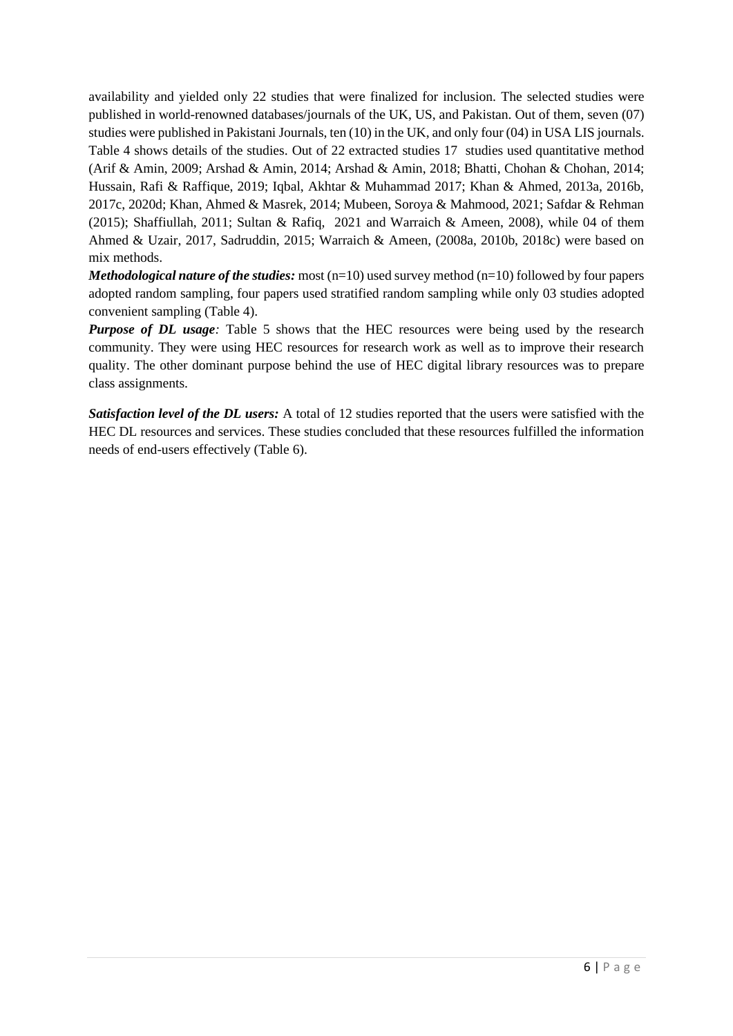availability and yielded only 22 studies that were finalized for inclusion. The selected studies were published in world-renowned databases/journals of the UK, US, and Pakistan. Out of them, seven (07) studies were published in Pakistani Journals, ten (10) in the UK, and only four (04) in USA LIS journals. Table 4 shows details of the studies. Out of 22 extracted studies 17 studies used quantitative method (Arif & Amin, 2009; Arshad & Amin, 2014; Arshad & Amin, 2018; Bhatti, Chohan & Chohan, 2014; Hussain, Rafi & Raffique, 2019; Iqbal, Akhtar & Muhammad 2017; Khan & Ahmed, 2013a, 2016b, 2017c, 2020d; Khan, Ahmed & Masrek, 2014; Mubeen, Soroya & Mahmood, 2021; Safdar & Rehman (2015); Shaffiullah, 2011; Sultan & Rafiq, 2021 and Warraich & Ameen, 2008), while 04 of them Ahmed & Uzair, 2017, Sadruddin, 2015; Warraich & Ameen, (2008a, 2010b, 2018c) were based on mix methods.

***Methodological nature of the studies:*** most (n=10) used survey method (n=10) followed by four papers adopted random sampling, four papers used stratified random sampling while only 03 studies adopted convenient sampling (Table 4).

***Purpose of DL usage**:* Table 5 shows that the HEC resources were being used by the research community. They were using HEC resources for research work as well as to improve their research quality. The other dominant purpose behind the use of HEC digital library resources was to prepare class assignments.

***Satisfaction level of the DL users:*** A total of 12 studies reported that the users were satisfied with the HEC DL resources and services. These studies concluded that these resources fulfilled the information needs of end-users effectively (Table 6).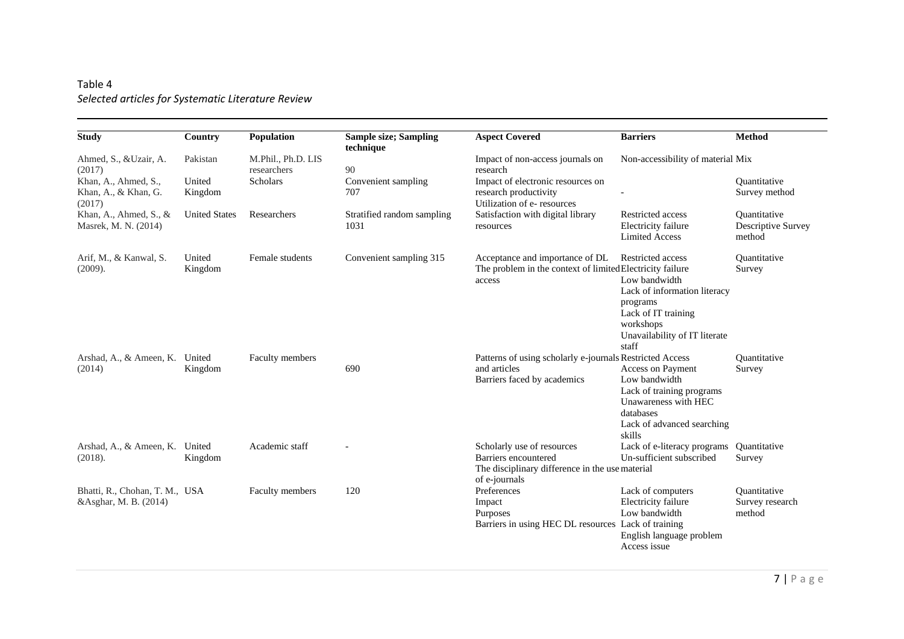Table 4

*Selected articles for Systematic Literature Review*

| Study | Country | Population | Sample size; Sampling technique | Aspect Covered | Barriers | Method |
|---|---|---|---|---|---|---|
| Ahmed, S., &Uzair, A. (2017) | Pakistan | M.Phil., Ph.D. LIS researchers | 90 | Impact of non-access journals on research | Non-accessibility of material | Mix |
| Khan, A., Ahmed, S., Khan, A., & Khan, G. (2017) | United Kingdom | Scholars | Convenient sampling 707 | Impact of electronic resources on research productivity<br>Utilization of e- resources | - | Quantitative Survey method |
| Khan, A., Ahmed, S., & Masrek, M. N. (2014) | United States | Researchers | Stratified random sampling 1031 | Satisfaction with digital library resources | Restricted access<br>Electricity failure<br>Limited Access | Quantitative Descriptive Survey method |
| Arif, M., & Kanwal, S. (2009). | United Kingdom | Female students | Convenient sampling 315 | Acceptance and importance of DL<br>The problem in the context of limited access | Restricted access<br>Electricity failure<br>Low bandwidth<br>Lack of information literacy programs<br>Lack of IT training workshops<br>Unavailability of IT literate staff | Quantitative Survey |
| Arshad, A., & Ameen, K. (2014) | United Kingdom | Faculty members | 690 | Patterns of using scholarly e-journals and articles<br>Barriers faced by academics | Restricted Access<br>Access on Payment<br>Low bandwidth<br>Lack of training programs<br>Unawareness with HEC databases<br>Lack of advanced searching skills | Quantitative Survey |
| Arshad, A., & Ameen, K. (2018). | United Kingdom | Academic staff | - | Scholarly use of resources<br>Barriers encountered<br>The disciplinary difference in the use of e-journals | Lack of e-literacy programs<br>Un-sufficient subscribed material | Quantitative Survey |
| Bhatti, R., Chohan, T. M., &Asghar, M. B. (2014) | USA | Faculty members | 120 | Preferences<br>Impact<br>Purposes<br>Barriers in using HEC DL resources | Lack of computers<br>Electricity failure<br>Low bandwidth<br>Lack of training<br>English language problem<br>Access issue | Quantitative Survey research method |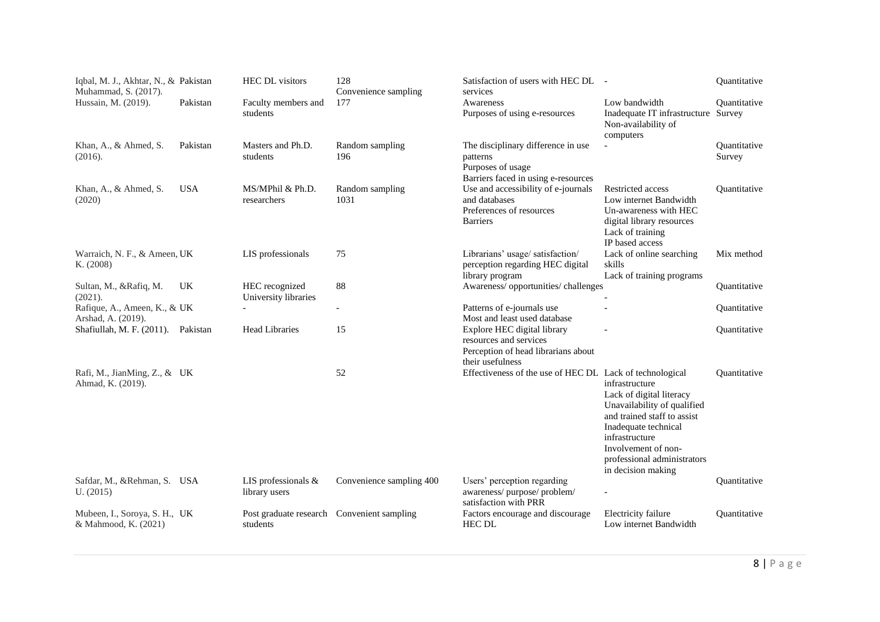| | | | | | | |
|---|---|---|---|---|---|---|
| Iqbal, M. J., Akhtar, N., & Muhammad, S. (2017). | Pakistan | HEC DL visitors | 128 Convenience sampling | Satisfaction of users with HEC DL services | - | Quantitative |
| Hussain, M. (2019). | Pakistan | Faculty members and students | 177 | Awareness<br>Purposes of using e-resources | Low bandwidth<br>Inadequate IT infrastructure<br>Non-availability of computers | Quantitative Survey |
| Khan, A., & Ahmed, S. (2016). | Pakistan | Masters and Ph.D. students | Random sampling 196 | The disciplinary difference in use patterns<br>Purposes of usage<br>Barriers faced in using e-resources | - | Quantitative Survey |
| Khan, A., & Ahmed, S. (2020) | USA | MS/MPhil & Ph.D. researchers | Random sampling 1031 | Use and accessibility of e-journals and databases<br>Preferences of resources<br>Barriers | Restricted access<br>Low internet Bandwidth<br>Un-awareness with HEC digital library resources<br>Lack of training<br>IP based access | Quantitative |
| Warraich, N. F., & Ameen, K. (2008) | UK | LIS professionals | 75 | Librarians' usage/ satisfaction/ perception regarding HEC digital library program | Lack of online searching skills<br>Lack of training programs | Mix method |
| Sultan, M., &Rafiq, M. (2021). | UK | HEC recognized University libraries | 88 | Awareness/ opportunities/ challenges | - | Quantitative |
| Rafique, A., Ameen, K., & Arshad, A. (2019). | UK | - | - | Patterns of e-journals use<br>Most and least used database | - | Quantitative |
| Shafiullah, M. F. (2011). | Pakistan | Head Libraries | 15 | Explore HEC digital library resources and services<br>Perception of head librarians about their usefulness | - | Quantitative |
| Rafi, M., JianMing, Z., & Ahmad, K. (2019). | UK | | 52 | Effectiveness of the use of HEC DL | Lack of technological infrastructure<br>Lack of digital literacy<br>Unavailability of qualified and trained staff to assist<br>Inadequate technical infrastructure<br>Involvement of non-professional administrators in decision making | Quantitative |
| Safdar, M., &Rehman, S. U. (2015) | USA | LIS professionals & library users | Convenience sampling 400 | Users' perception regarding awareness/ purpose/ problem/ satisfaction with PRR | - | Quantitative |
| Mubeen, I., Soroya, S. H., & Mahmood, K. (2021) | UK | Post graduate research students | Convenient sampling | Factors encourage and discourage HEC DL | Electricity failure<br>Low internet Bandwidth | Quantitative |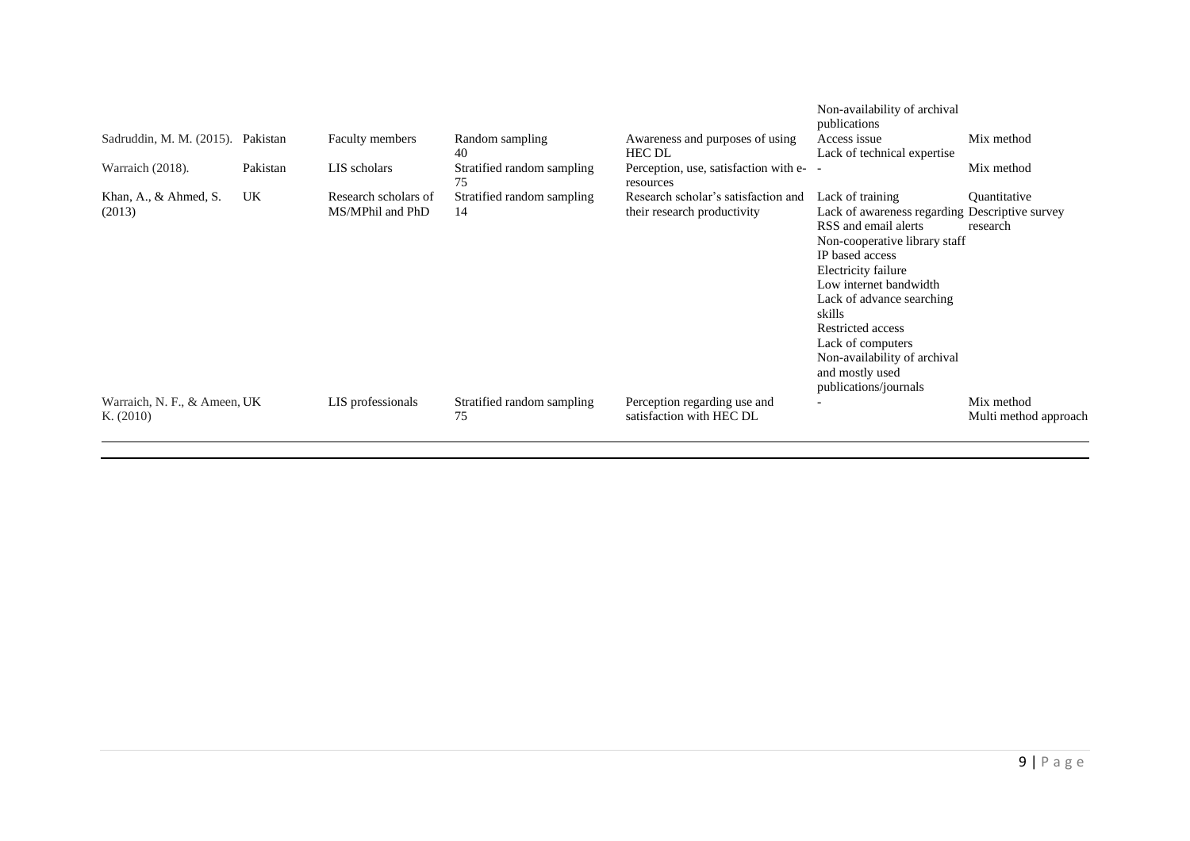| | | | | | Non-availability of archival publications | |
|---|---|---|---|---|---|---|
| Sadruddin, M. M. (2015). | Pakistan | Faculty members | Random sampling 40 | Awareness and purposes of using HEC DL | Access issue Lack of technical expertise | Mix method |
| Warraich (2018). | Pakistan | LIS scholars | Stratified random sampling 75 | Perception, use, satisfaction with e-resources | - | Mix method |
| Khan, A., & Ahmed, S. (2013) | UK | Research scholars of MS/MPhil and PhD | Stratified random sampling 14 | Research scholar's satisfaction and their research productivity | Lack of training Lack of awareness regarding RSS and email alerts Non-cooperative library staff IP based access Electricity failure Low internet bandwidth Lack of advance searching skills Restricted access Lack of computers Non-availability of archival and mostly used publications/journals | Quantitative Descriptive survey research |
| Warraich, N. F., & Ameen, K. (2010) | UK | LIS professionals | Stratified random sampling 75 | Perception regarding use and satisfaction with HEC DL | - | Mix method Multi method approach |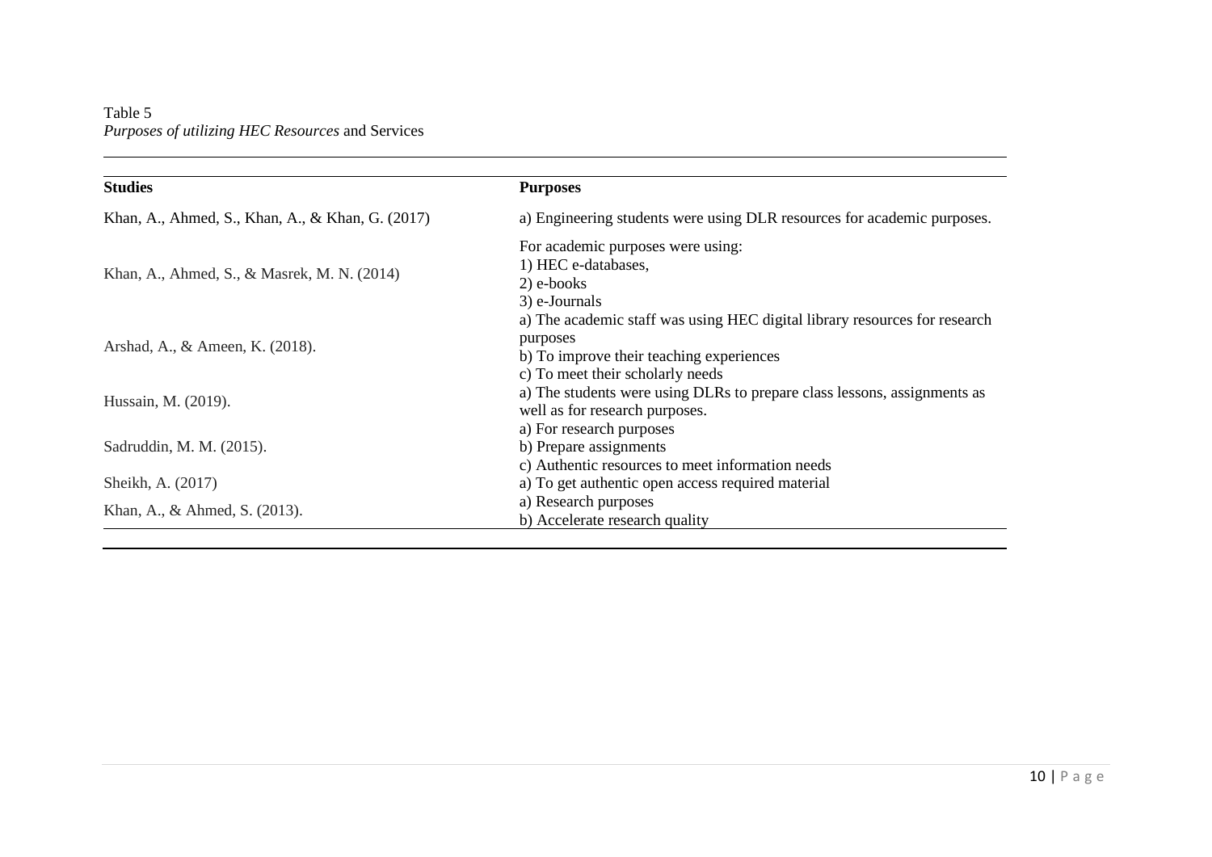Table 5
*Purposes of utilizing HEC Resources* and Services

| Studies | Purposes |
|---|---|
| Khan, A., Ahmed, S., Khan, A., & Khan, G. (2017) | a) Engineering students were using DLR resources for academic purposes. |
| Khan, A., Ahmed, S., & Masrek, M. N. (2014) | For academic purposes were using:<br>1) HEC e-databases,<br>2) e-books<br>3) e-Journals |
| Arshad, A., & Ameen, K. (2018). | a) The academic staff was using HEC digital library resources for research purposes<br>b) To improve their teaching experiences<br>c) To meet their scholarly needs |
| Hussain, M. (2019). | a) The students were using DLRs to prepare class lessons, assignments as well as for research purposes. |
| Sadruddin, M. M. (2015). | a) For research purposes<br>b) Prepare assignments<br>c) Authentic resources to meet information needs |
| Sheikh, A. (2017) | a) To get authentic open access required material |
| Khan, A., & Ahmed, S. (2013). | a) Research purposes<br>b) Accelerate research quality |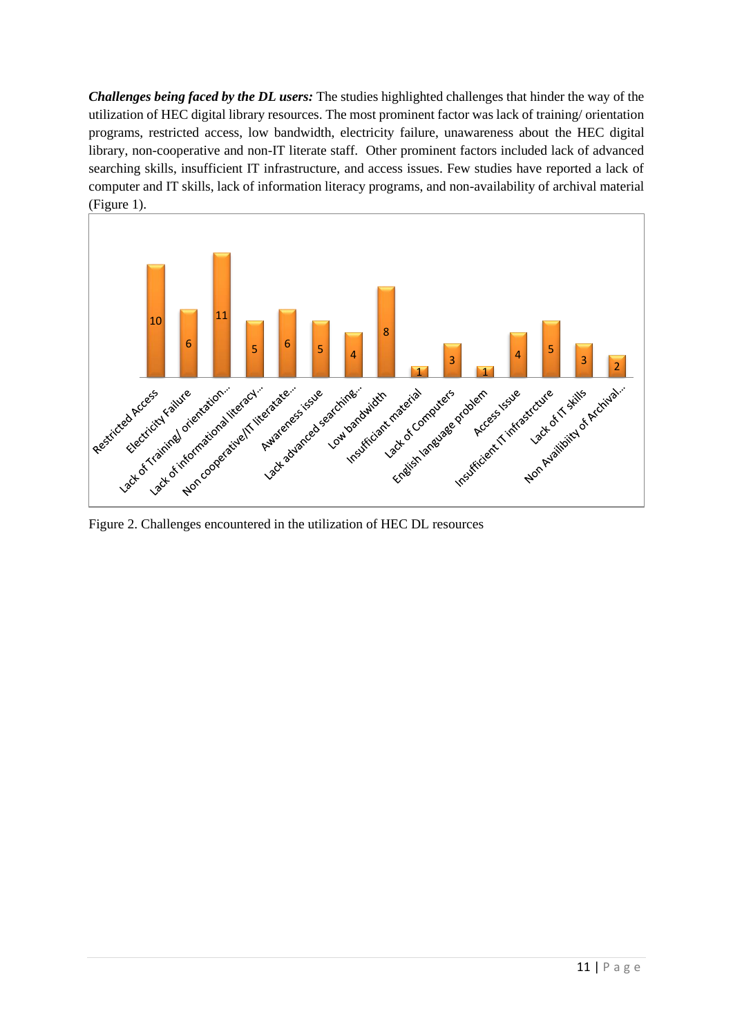***Challenges being faced by the DL users:*** The studies highlighted challenges that hinder the way of the utilization of HEC digital library resources. The most prominent factor was lack of training/ orientation programs, restricted access, low bandwidth, electricity failure, unawareness about the HEC digital library, non-cooperative and non-IT literate staff. Other prominent factors included lack of advanced searching skills, insufficient IT infrastructure, and access issues. Few studies have reported a lack of computer and IT skills, lack of information literacy programs, and non-availability of archival material (Figure 1).

| Challenge | Count |
| --- | --- |
| Restricted Access | 10 |
| Electricity Failure | 6 |
| Lack of Training/ orientation... | 11 |
| Lack of informational literacy... | 5 |
| Non cooperative/IT literatate... | 6 |
| Awareness issue | 5 |
| Lack advanced searching... | 4 |
| Low bandwidth | 8 |
| Insufficiant material | 1 |
| Lack of Computers | 3 |
| English language problem | 1 |
| Access Issue | 4 |
| Insufficient IT infrastrcture | 5 |
| Lack of IT skills | 3 |
| Non Availibilty of Archival... | 2 |

Figure 2. Challenges encountered in the utilization of HEC DL resources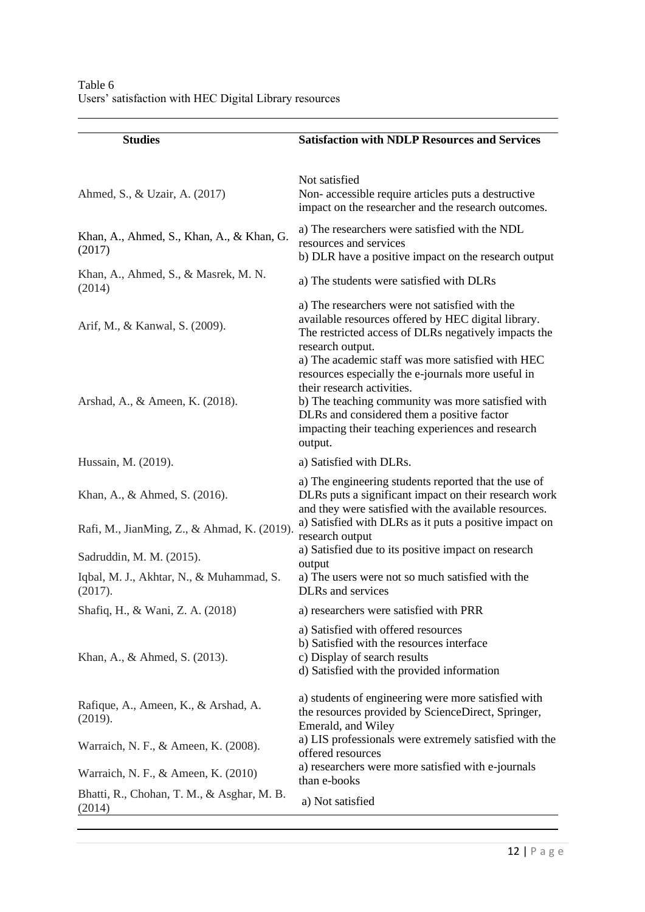Table 6
Users' satisfaction with HEC Digital Library resources

| Studies | Satisfaction with NDLP Resources and Services |
|---|---|
| Ahmed, S., & Uzair, A. (2017) | Not satisfied<br>Non- accessible require articles puts a destructive impact on the researcher and the research outcomes. |
| Khan, A., Ahmed, S., Khan, A., & Khan, G. (2017) | a) The researchers were satisfied with the NDL resources and services<br>b) DLR have a positive impact on the research output |
| Khan, A., Ahmed, S., & Masrek, M. N. (2014) | a) The students were satisfied with DLRs |
| Arif, M., & Kanwal, S. (2009). | a) The researchers were not satisfied with the available resources offered by HEC digital library. The restricted access of DLRs negatively impacts the research output. |
| Arshad, A., & Ameen, K. (2018). | a) The academic staff was more satisfied with HEC resources especially the e-journals more useful in their research activities.<br>b) The teaching community was more satisfied with DLRs and considered them a positive factor impacting their teaching experiences and research output. |
| Hussain, M. (2019). | a) Satisfied with DLRs. |
| Khan, A., & Ahmed, S. (2016). | a) The engineering students reported that the use of DLRs puts a significant impact on their research work and they were satisfied with the available resources. |
| Rafi, M., JianMing, Z., & Ahmad, K. (2019). | a) Satisfied with DLRs as it puts a positive impact on research output |
| Sadruddin, M. M. (2015). | a) Satisfied due to its positive impact on research output |
| Iqbal, M. J., Akhtar, N., & Muhammad, S. (2017). | a) The users were not so much satisfied with the DLRs and services |
| Shafiq, H., & Wani, Z. A. (2018) | a) researchers were satisfied with PRR |
| Khan, A., & Ahmed, S. (2013). | a) Satisfied with offered resources<br>b) Satisfied with the resources interface<br>c) Display of search results<br>d) Satisfied with the provided information |
| Rafique, A., Ameen, K., & Arshad, A. (2019). | a) students of engineering were more satisfied with the resources provided by ScienceDirect, Springer, Emerald, and Wiley |
| Warraich, N. F., & Ameen, K. (2008). | a) LIS professionals were extremely satisfied with the offered resources |
| Warraich, N. F., & Ameen, K. (2010) | a) researchers were more satisfied with e-journals than e-books |
| Bhatti, R., Chohan, T. M., & Asghar, M. B. (2014) | a) Not satisfied |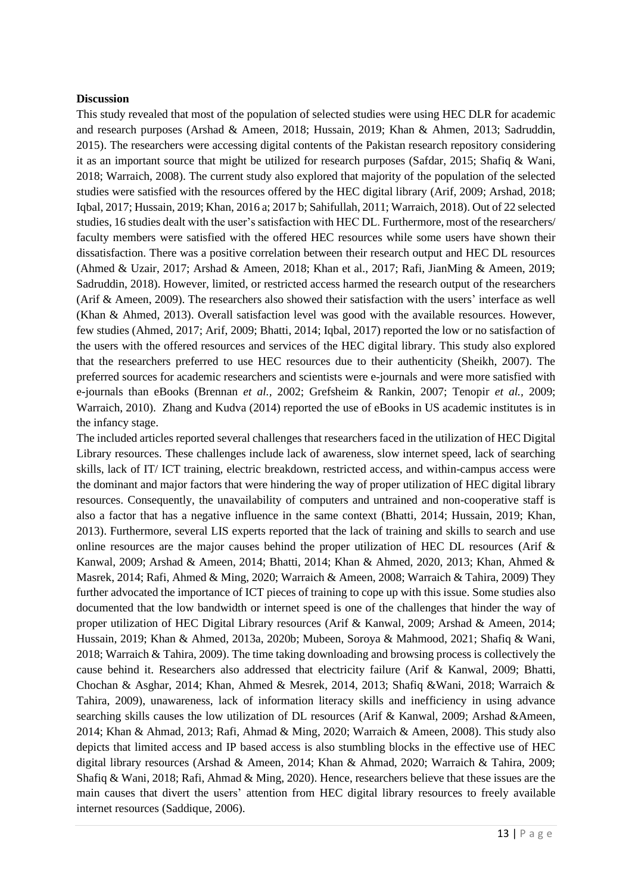**Discussion**

This study revealed that most of the population of selected studies were using HEC DLR for academic and research purposes (Arshad & Ameen, 2018; Hussain, 2019; Khan & Ahmen, 2013; Sadruddin, 2015). The researchers were accessing digital contents of the Pakistan research repository considering it as an important source that might be utilized for research purposes (Safdar, 2015; Shafiq & Wani, 2018; Warraich, 2008). The current study also explored that majority of the population of the selected studies were satisfied with the resources offered by the HEC digital library (Arif, 2009; Arshad, 2018; Iqbal, 2017; Hussain, 2019; Khan, 2016 a; 2017 b; Sahifullah, 2011; Warraich, 2018). Out of 22 selected studies, 16 studies dealt with the user's satisfaction with HEC DL. Furthermore, most of the researchers/ faculty members were satisfied with the offered HEC resources while some users have shown their dissatisfaction. There was a positive correlation between their research output and HEC DL resources (Ahmed & Uzair, 2017; Arshad & Ameen, 2018; Khan et al., 2017; Rafi, JianMing & Ameen, 2019; Sadruddin, 2018). However, limited, or restricted access harmed the research output of the researchers (Arif & Ameen, 2009). The researchers also showed their satisfaction with the users' interface as well (Khan & Ahmed, 2013). Overall satisfaction level was good with the available resources. However, few studies (Ahmed, 2017; Arif, 2009; Bhatti, 2014; Iqbal, 2017) reported the low or no satisfaction of the users with the offered resources and services of the HEC digital library. This study also explored that the researchers preferred to use HEC resources due to their authenticity (Sheikh, 2007). The preferred sources for academic researchers and scientists were e-journals and were more satisfied with e-journals than eBooks (Brennan *et al.*, 2002; Grefsheim & Rankin, 2007; Tenopir *et al.*, 2009; Warraich, 2010). Zhang and Kudva (2014) reported the use of eBooks in US academic institutes is in the infancy stage.

The included articles reported several challenges that researchers faced in the utilization of HEC Digital Library resources. These challenges include lack of awareness, slow internet speed, lack of searching skills, lack of IT/ ICT training, electric breakdown, restricted access, and within-campus access were the dominant and major factors that were hindering the way of proper utilization of HEC digital library resources. Consequently, the unavailability of computers and untrained and non-cooperative staff is also a factor that has a negative influence in the same context (Bhatti, 2014; Hussain, 2019; Khan, 2013). Furthermore, several LIS experts reported that the lack of training and skills to search and use online resources are the major causes behind the proper utilization of HEC DL resources (Arif & Kanwal, 2009; Arshad & Ameen, 2014; Bhatti, 2014; Khan & Ahmed, 2020, 2013; Khan, Ahmed & Masrek, 2014; Rafi, Ahmed & Ming, 2020; Warraich & Ameen, 2008; Warraich & Tahira, 2009) They further advocated the importance of ICT pieces of training to cope up with this issue. Some studies also documented that the low bandwidth or internet speed is one of the challenges that hinder the way of proper utilization of HEC Digital Library resources (Arif & Kanwal, 2009; Arshad & Ameen, 2014; Hussain, 2019; Khan & Ahmed, 2013a, 2020b; Mubeen, Soroya & Mahmood, 2021; Shafiq & Wani, 2018; Warraich & Tahira, 2009). The time taking downloading and browsing process is collectively the cause behind it. Researchers also addressed that electricity failure (Arif & Kanwal, 2009; Bhatti, Chochan & Asghar, 2014; Khan, Ahmed & Mesrek, 2014, 2013; Shafiq &Wani, 2018; Warraich & Tahira, 2009), unawareness, lack of information literacy skills and inefficiency in using advance searching skills causes the low utilization of DL resources (Arif & Kanwal, 2009; Arshad &Ameen, 2014; Khan & Ahmad, 2013; Rafi, Ahmad & Ming, 2020; Warraich & Ameen, 2008). This study also depicts that limited access and IP based access is also stumbling blocks in the effective use of HEC digital library resources (Arshad & Ameen, 2014; Khan & Ahmad, 2020; Warraich & Tahira, 2009; Shafiq & Wani, 2018; Rafi, Ahmad & Ming, 2020). Hence, researchers believe that these issues are the main causes that divert the users' attention from HEC digital library resources to freely available internet resources (Saddique, 2006).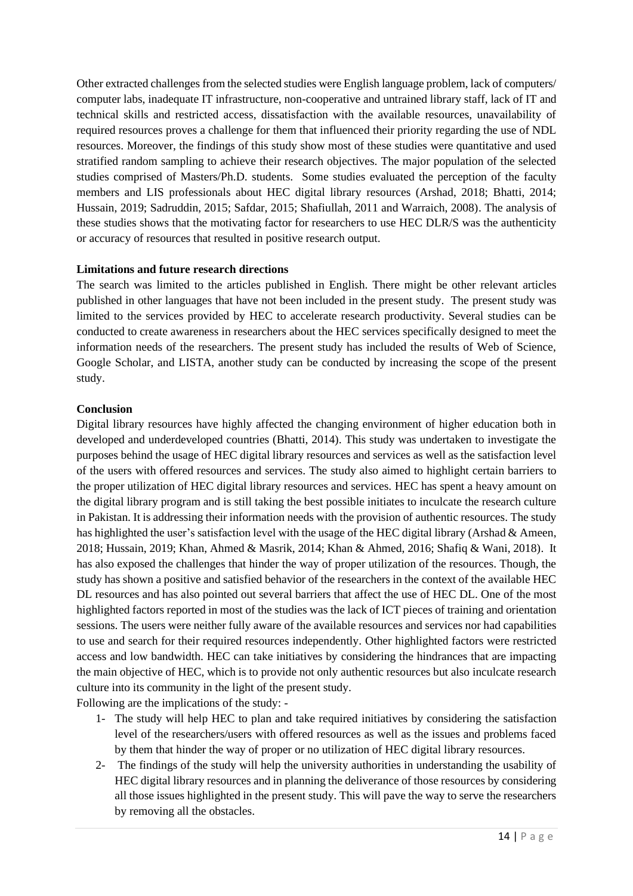Other extracted challenges from the selected studies were English language problem, lack of computers/ computer labs, inadequate IT infrastructure, non-cooperative and untrained library staff, lack of IT and technical skills and restricted access, dissatisfaction with the available resources, unavailability of required resources proves a challenge for them that influenced their priority regarding the use of NDL resources. Moreover, the findings of this study show most of these studies were quantitative and used stratified random sampling to achieve their research objectives. The major population of the selected studies comprised of Masters/Ph.D. students. Some studies evaluated the perception of the faculty members and LIS professionals about HEC digital library resources (Arshad, 2018; Bhatti, 2014; Hussain, 2019; Sadruddin, 2015; Safdar, 2015; Shafiullah, 2011 and Warraich, 2008). The analysis of these studies shows that the motivating factor for researchers to use HEC DLR/S was the authenticity or accuracy of resources that resulted in positive research output.

**Limitations and future research directions**

The search was limited to the articles published in English. There might be other relevant articles published in other languages that have not been included in the present study. The present study was limited to the services provided by HEC to accelerate research productivity. Several studies can be conducted to create awareness in researchers about the HEC services specifically designed to meet the information needs of the researchers. The present study has included the results of Web of Science, Google Scholar, and LISTA, another study can be conducted by increasing the scope of the present study.

**Conclusion**

Digital library resources have highly affected the changing environment of higher education both in developed and underdeveloped countries (Bhatti, 2014). This study was undertaken to investigate the purposes behind the usage of HEC digital library resources and services as well as the satisfaction level of the users with offered resources and services. The study also aimed to highlight certain barriers to the proper utilization of HEC digital library resources and services. HEC has spent a heavy amount on the digital library program and is still taking the best possible initiates to inculcate the research culture in Pakistan. It is addressing their information needs with the provision of authentic resources. The study has highlighted the user's satisfaction level with the usage of the HEC digital library (Arshad & Ameen, 2018; Hussain, 2019; Khan, Ahmed & Masrik, 2014; Khan & Ahmed, 2016; Shafiq & Wani, 2018). It has also exposed the challenges that hinder the way of proper utilization of the resources. Though, the study has shown a positive and satisfied behavior of the researchers in the context of the available HEC DL resources and has also pointed out several barriers that affect the use of HEC DL. One of the most highlighted factors reported in most of the studies was the lack of ICT pieces of training and orientation sessions. The users were neither fully aware of the available resources and services nor had capabilities to use and search for their required resources independently. Other highlighted factors were restricted access and low bandwidth. HEC can take initiatives by considering the hindrances that are impacting the main objective of HEC, which is to provide not only authentic resources but also inculcate research culture into its community in the light of the present study.

Following are the implications of the study: -

1- The study will help HEC to plan and take required initiatives by considering the satisfaction level of the researchers/users with offered resources as well as the issues and problems faced by them that hinder the way of proper or no utilization of HEC digital library resources.

2- The findings of the study will help the university authorities in understanding the usability of HEC digital library resources and in planning the deliverance of those resources by considering all those issues highlighted in the present study. This will pave the way to serve the researchers by removing all the obstacles.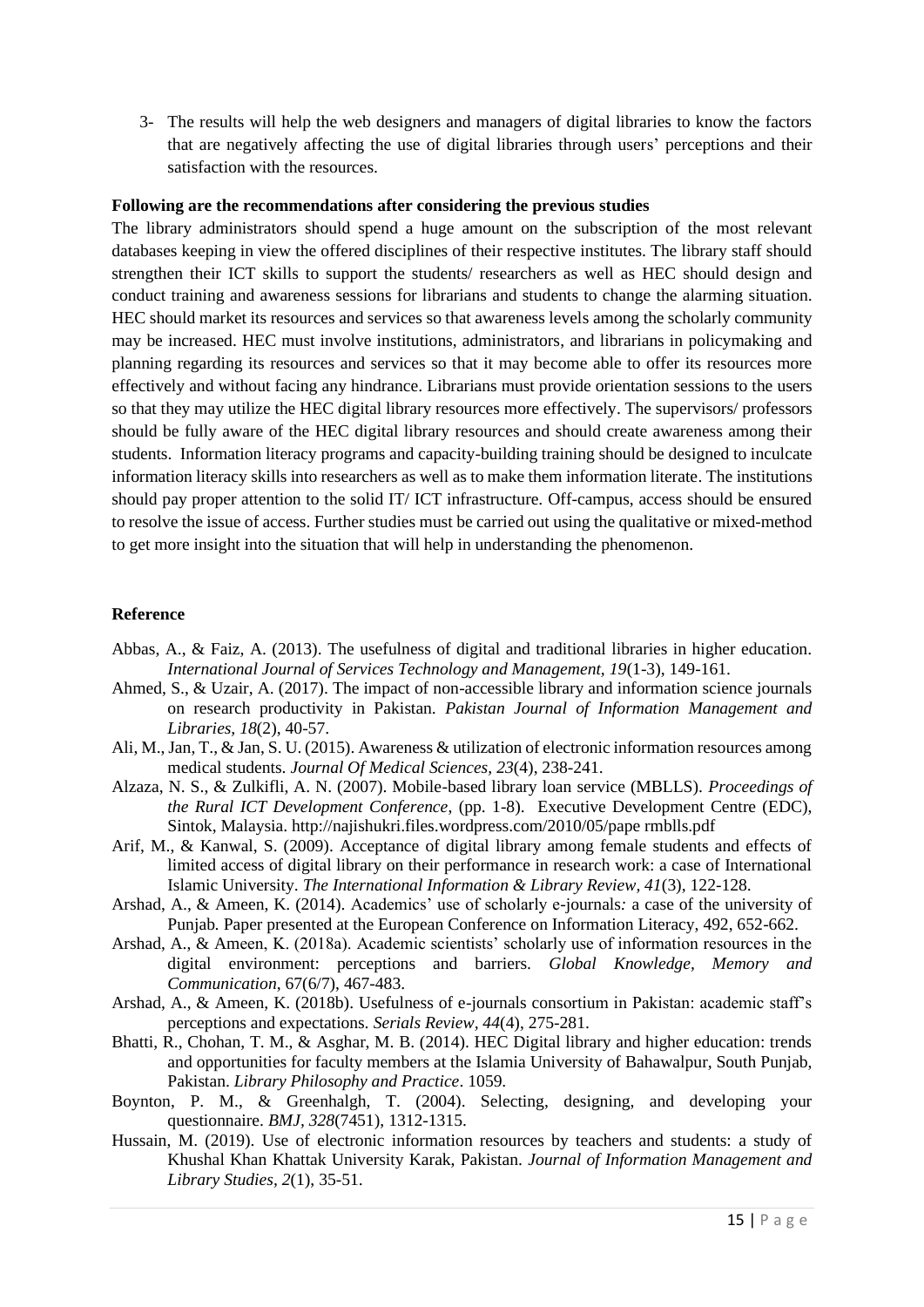3- The results will help the web designers and managers of digital libraries to know the factors that are negatively affecting the use of digital libraries through users' perceptions and their satisfaction with the resources.

**Following are the recommendations after considering the previous studies**

The library administrators should spend a huge amount on the subscription of the most relevant databases keeping in view the offered disciplines of their respective institutes. The library staff should strengthen their ICT skills to support the students/ researchers as well as HEC should design and conduct training and awareness sessions for librarians and students to change the alarming situation. HEC should market its resources and services so that awareness levels among the scholarly community may be increased. HEC must involve institutions, administrators, and librarians in policymaking and planning regarding its resources and services so that it may become able to offer its resources more effectively and without facing any hindrance. Librarians must provide orientation sessions to the users so that they may utilize the HEC digital library resources more effectively. The supervisors/ professors should be fully aware of the HEC digital library resources and should create awareness among their students. Information literacy programs and capacity-building training should be designed to inculcate information literacy skills into researchers as well as to make them information literate. The institutions should pay proper attention to the solid IT/ ICT infrastructure. Off-campus, access should be ensured to resolve the issue of access. Further studies must be carried out using the qualitative or mixed-method to get more insight into the situation that will help in understanding the phenomenon.

**Reference**

Abbas, A., & Faiz, A. (2013). The usefulness of digital and traditional libraries in higher education. *International Journal of Services Technology and Management, 19*(1-3), 149-161.

Ahmed, S., & Uzair, A. (2017). The impact of non-accessible library and information science journals on research productivity in Pakistan. *Pakistan Journal of Information Management and Libraries, 18*(2), 40-57.

Ali, M., Jan, T., & Jan, S. U. (2015). Awareness & utilization of electronic information resources among medical students. *Journal Of Medical Sciences, 23*(4), 238-241.

Alzaza, N. S., & Zulkifli, A. N. (2007). Mobile-based library loan service (MBLLS). *Proceedings of the Rural ICT Development Conference*, (pp. 1-8). Executive Development Centre (EDC), Sintok, Malaysia. http://najishukri.files.wordpress.com/2010/05/pape rmblls.pdf

Arif, M., & Kanwal, S. (2009). Acceptance of digital library among female students and effects of limited access of digital library on their performance in research work: a case of International Islamic University. *The International Information & Library Review, 41*(3), 122-128.

Arshad, A., & Ameen, K. (2014). Academics' use of scholarly e-journals*:* a case of the university of Punjab. Paper presented at the European Conference on Information Literacy, 492, 652-662.

Arshad, A., & Ameen, K. (2018a). Academic scientists' scholarly use of information resources in the digital environment: perceptions and barriers. *Global Knowledge, Memory and Communication*, 67(6/7), 467-483.

Arshad, A., & Ameen, K. (2018b). Usefulness of e-journals consortium in Pakistan: academic staff's perceptions and expectations. *Serials Review, 44*(4), 275-281.

Bhatti, R., Chohan, T. M., & Asghar, M. B. (2014). HEC Digital library and higher education: trends and opportunities for faculty members at the Islamia University of Bahawalpur, South Punjab, Pakistan. *Library Philosophy and Practice*. 1059.

Boynton, P. M., & Greenhalgh, T. (2004). Selecting, designing, and developing your questionnaire. *BMJ, 328*(7451), 1312-1315.

Hussain, M. (2019). Use of electronic information resources by teachers and students: a study of Khushal Khan Khattak University Karak, Pakistan. *Journal of Information Management and Library Studies, 2*(1), 35-51.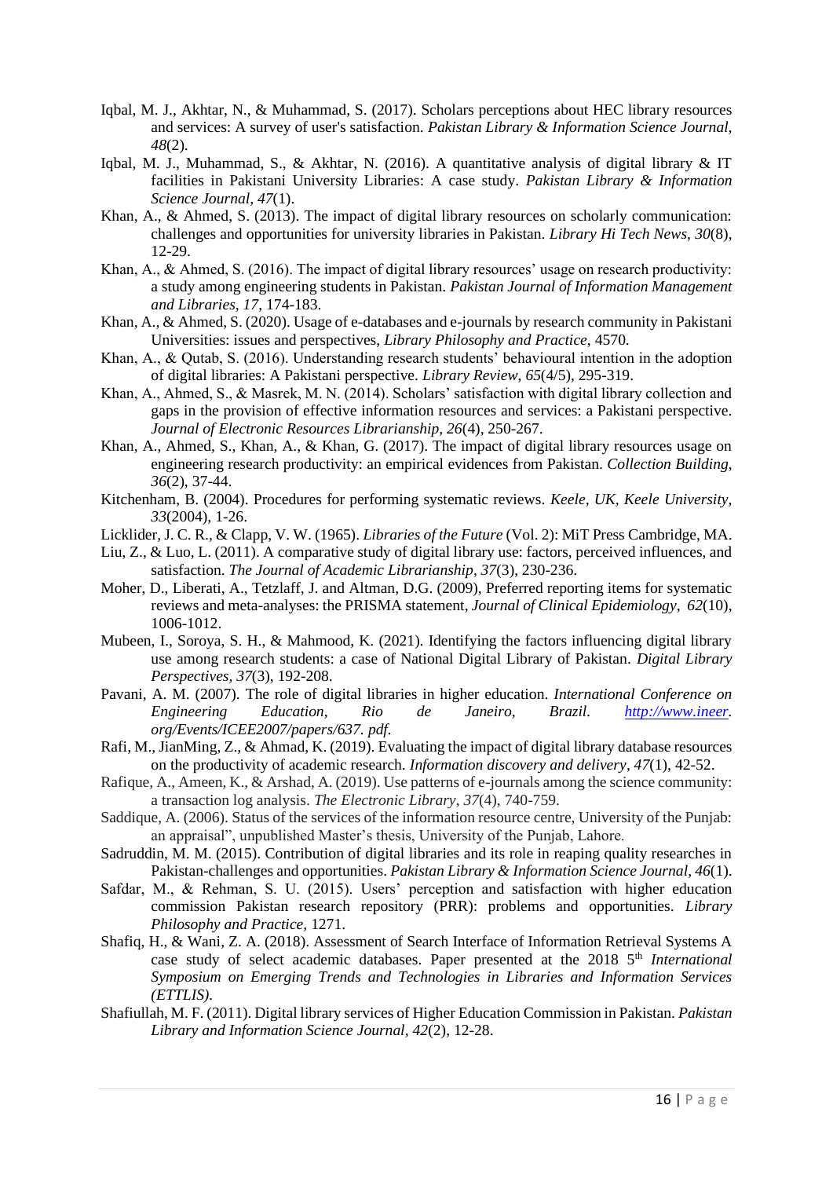Iqbal, M. J., Akhtar, N., & Muhammad, S. (2017). Scholars perceptions about HEC library resources and services: A survey of user's satisfaction. *Pakistan Library & Information Science Journal, 48*(2).

Iqbal, M. J., Muhammad, S., & Akhtar, N. (2016). A quantitative analysis of digital library & IT facilities in Pakistani University Libraries: A case study. *Pakistan Library & Information Science Journal, 47*(1).

Khan, A., & Ahmed, S. (2013). The impact of digital library resources on scholarly communication: challenges and opportunities for university libraries in Pakistan. *Library Hi Tech News, 30*(8), 12-29.

Khan, A., & Ahmed, S. (2016). The impact of digital library resources' usage on research productivity: a study among engineering students in Pakistan. *Pakistan Journal of Information Management and Libraries, 17*, 174-183.

Khan, A., & Ahmed, S. (2020). Usage of e-databases and e-journals by research community in Pakistani Universities: issues and perspectives, *Library Philosophy and Practice*, 4570.

Khan, A., & Qutab, S. (2016). Understanding research students' behavioural intention in the adoption of digital libraries: A Pakistani perspective. *Library Review, 65*(4/5), 295-319.

Khan, A., Ahmed, S., & Masrek, M. N. (2014). Scholars' satisfaction with digital library collection and gaps in the provision of effective information resources and services: a Pakistani perspective. *Journal of Electronic Resources Librarianship, 26*(4), 250-267.

Khan, A., Ahmed, S., Khan, A., & Khan, G. (2017). The impact of digital library resources usage on engineering research productivity: an empirical evidences from Pakistan. *Collection Building, 36*(2), 37-44.

Kitchenham, B. (2004). Procedures for performing systematic reviews. *Keele, UK, Keele University, 33*(2004), 1-26.

Licklider, J. C. R., & Clapp, V. W. (1965). *Libraries of the Future* (Vol. 2): MiT Press Cambridge, MA.

Liu, Z., & Luo, L. (2011). A comparative study of digital library use: factors, perceived influences, and satisfaction. *The Journal of Academic Librarianship, 37*(3), 230-236.

Moher, D., Liberati, A., Tetzlaff, J. and Altman, D.G. (2009), Preferred reporting items for systematic reviews and meta-analyses: the PRISMA statement, *Journal of Clinical Epidemiology, 62*(10), 1006-1012.

Mubeen, I., Soroya, S. H., & Mahmood, K. (2021). Identifying the factors influencing digital library use among research students: a case of National Digital Library of Pakistan. *Digital Library Perspectives, 37*(3), 192-208.

Pavani, A. M. (2007). The role of digital libraries in higher education. *International Conference on Engineering Education, Rio de Janeiro, Brazil. http://www.ineer.org/Events/ICEE2007/papers/637.pdf.*

Rafi, M., JianMing, Z., & Ahmad, K. (2019). Evaluating the impact of digital library database resources on the productivity of academic research. *Information discovery and delivery, 47*(1), 42-52.

Rafique, A., Ameen, K., & Arshad, A. (2019). Use patterns of e-journals among the science community: a transaction log analysis. *The Electronic Library, 37*(4), 740-759.

Saddique, A. (2006). Status of the services of the information resource centre, University of the Punjab: an appraisal", unpublished Master's thesis, University of the Punjab, Lahore.

Sadruddin, M. M. (2015). Contribution of digital libraries and its role in reaping quality researches in Pakistan-challenges and opportunities. *Pakistan Library & Information Science Journal, 46*(1).

Safdar, M., & Rehman, S. U. (2015). Users' perception and satisfaction with higher education commission Pakistan research repository (PRR): problems and opportunities. *Library Philosophy and Practice*, 1271.

Shafiq, H., & Wani, Z. A. (2018). Assessment of Search Interface of Information Retrieval Systems A case study of select academic databases. Paper presented at the 2018 5th *International Symposium on Emerging Trends and Technologies in Libraries and Information Services (ETTLIS).*

Shafiullah, M. F. (2011). Digital library services of Higher Education Commission in Pakistan. *Pakistan Library and Information Science Journal, 42*(2), 12-28.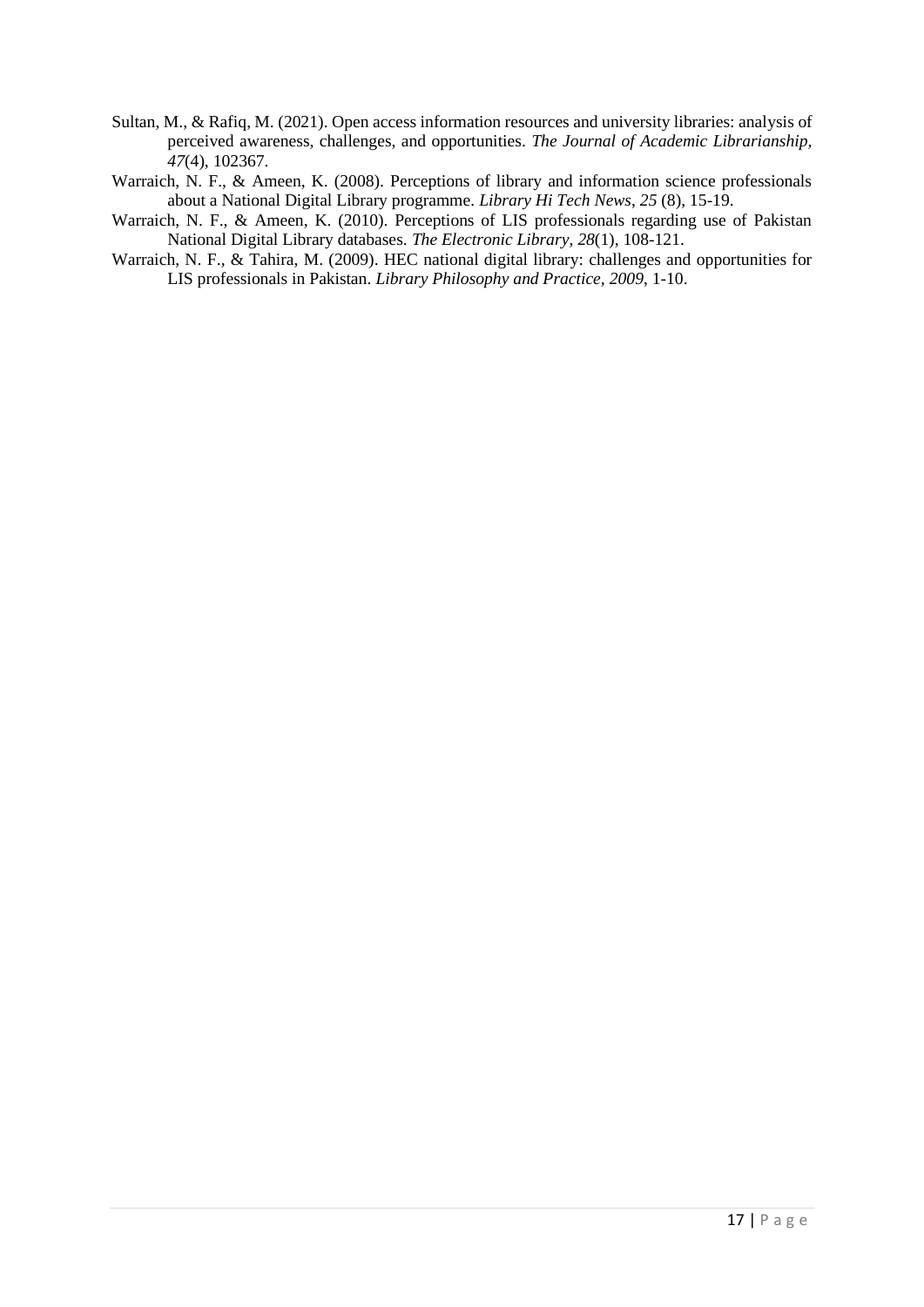Sultan, M., & Rafiq, M. (2021). Open access information resources and university libraries: analysis of perceived awareness, challenges, and opportunities. *The Journal of Academic Librarianship*, *47*(4), 102367.

Warraich, N. F., & Ameen, K. (2008). Perceptions of library and information science professionals about a National Digital Library programme. *Library Hi Tech News*, *25* (8), 15-19.

Warraich, N. F., & Ameen, K. (2010). Perceptions of LIS professionals regarding use of Pakistan National Digital Library databases. *The Electronic Library*, *28*(1), 108-121.

Warraich, N. F., & Tahira, M. (2009). HEC national digital library: challenges and opportunities for LIS professionals in Pakistan. *Library Philosophy and Practice*, *2009*, 1-10.